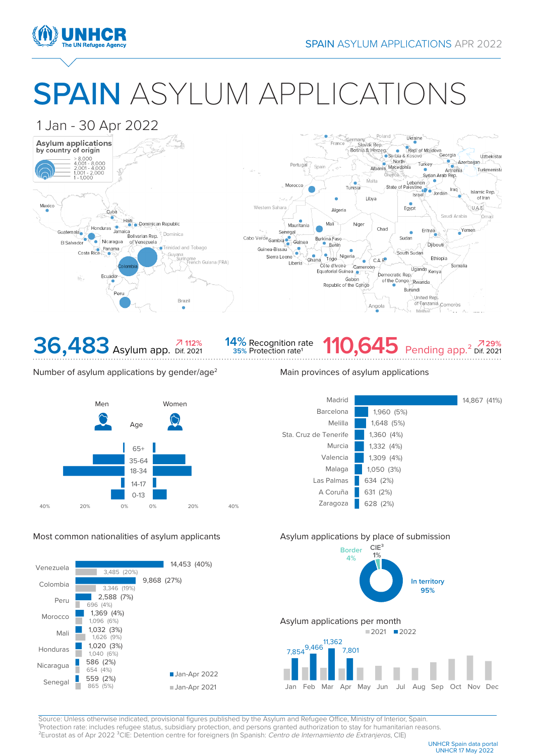# SPAIN ASYLUM APPLICATIONS

1 Jan - 30 Apr 2022

**Asylum applications by country of origin**

- > 8,000
- 4,001 - 8,000
- 2,001 - 4,000
- 1,001 - 2,000
- 1 - 1,000

**36,483** Asylum app. ↗ 112% Dif. 2021

**14%** Recognition rate
**35%** Protection rate[1]

**110,645** Pending app.[2] ↗ 29% Dif. 2021

## Number of asylum applications by gender/age[2]

| Age | Men | Women |
|---|---|---|
| 65+ | | |
| 35-64 | | |
| 18-34 | | |
| 14-17 | | |
| 0-13 | | |

## Main provinces of asylum applications

| Province | Applications |
|---|---|
| Madrid | 14,867 (41%) |
| Barcelona | 1,960 (5%) |
| Melilla | 1,648 (5%) |
| Sta. Cruz de Tenerife | 1,360 (4%) |
| Murcia | 1,332 (4%) |
| Valencia | 1,309 (4%) |
| Malaga | 1,050 (3%) |
| Las Palmas | 634 (2%) |
| A Coruña | 631 (2%) |
| Zaragoza | 628 (2%) |

## Most common nationalities of asylum applicants

| Nationality | Jan-Apr 2022 | Jan-Apr 2021 |
|---|---|---|
| Venezuela | 14,453 (40%) | 3,485 (20%) |
| Colombia | 9,868 (27%) | 3,346 (19%) |
| Peru | 2,588 (7%) | 696 (4%) |
| Morocco | 1,369 (4%) | 1,096 (6%) |
| Mali | 1,032 (3%) | 1,626 (9%) |
| Honduras | 1,020 (3%) | 1,040 (6%) |
| Nicaragua | 586 (2%) | 654 (4%) |
| Senegal | 559 (2%) | 865 (5%) |

## Asylum applications by place of submission

- In territory 95%
- Border 4%
- CIE[3] 1%

## Asylum applications per month

| Month | 2022 |
|---|---|
| Jan | 7,854 |
| Feb | 9,466 |
| Mar | 11,362 |
| Apr | 7,801 |

Source: Unless otherwise indicated, provisional figures published by the Asylum and Refugee Office, Ministry of Interior, Spain.
[1]Protection rate: includes refugee status, subsidiary protection, and persons granted authorization to stay for humanitarian reasons.
[2]Eurostat as of Apr 2022 [3]CIE: Detention centre for foreigners (In Spanish: *Centro de Internamiento de Extranjeros*, CIE)

UNHCR Spain data portal
UNHCR 17 May 2022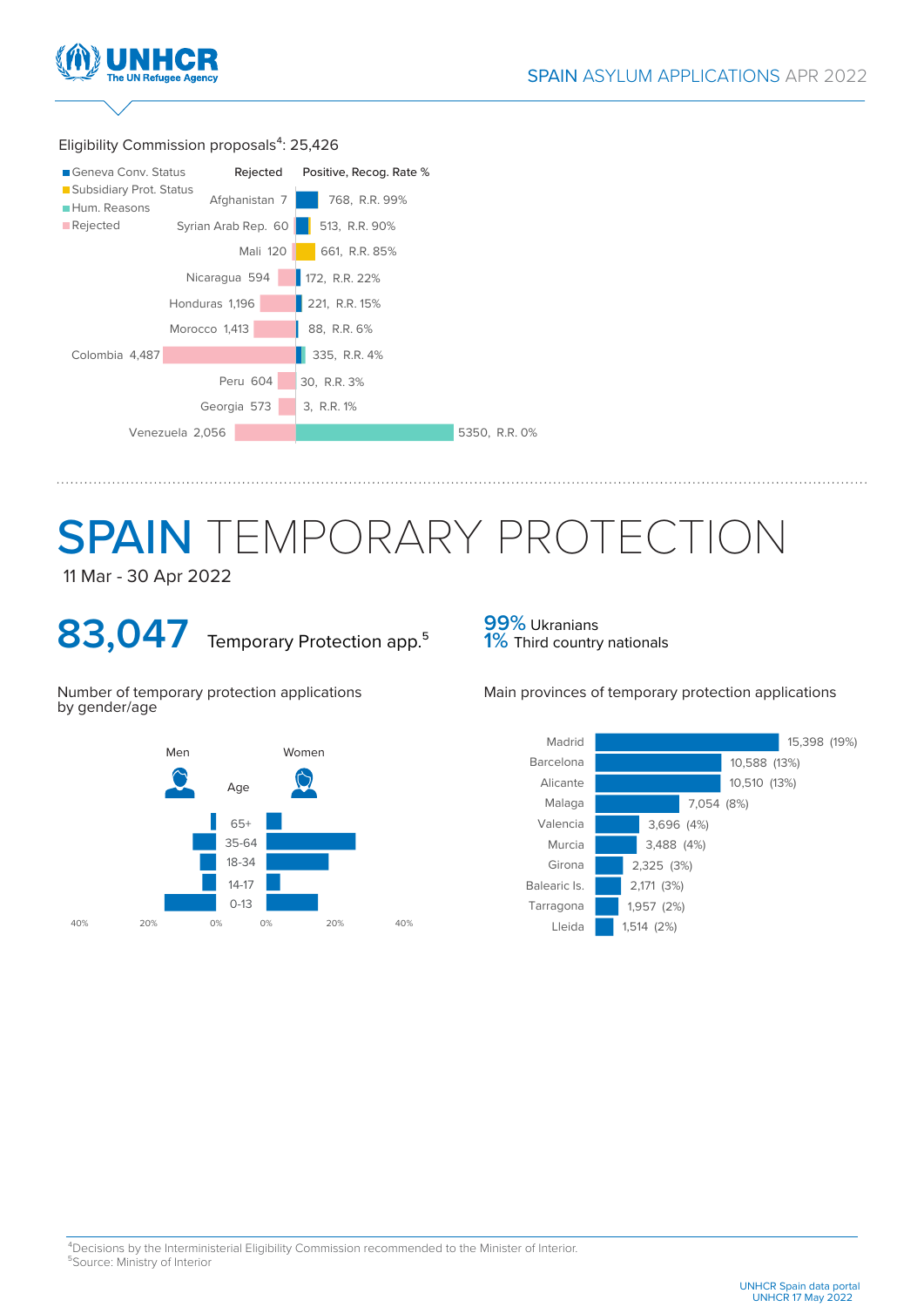Eligibility Commission proposals[4]: 25,426

Geneva Conv. Status
Subsidiary Prot. Status
Hum. Reasons
Rejected

Rejected
Positive, Recog. Rate %

Afghanistan 7 — 768, R.R. 99%
Syrian Arab Rep. 60 — 513, R.R. 90%
Mali 120 — 661, R.R. 85%
Nicaragua 594 — 172, R.R. 22%
Honduras 1,196 — 221, R.R. 15%
Morocco 1,413 — 88, R.R. 6%
Colombia 4,487 — 335, R.R. 4%
Peru 604 — 30, R.R. 3%
Georgia 573 — 3, R.R. 1%
Venezuela 2,056 — 5350, R.R. 0%

# SPAIN TEMPORARY PROTECTION

11 Mar - 30 Apr 2022

**83,047** Temporary Protection app.[5]

**99%** Ukranians
**1%** Third country nationals

## Number of temporary protection applications by gender/age

Men
Women
Age
65+
35-64
18-34
14-17
0-13
40%
20%
0%
0%
20%
40%

## Main provinces of temporary protection applications

Madrid 15,398 (19%)
Barcelona 10,588 (13%)
Alicante 10,510 (13%)
Malaga 7,054 (8%)
Valencia 3,696 (4%)
Murcia 3,488 (4%)
Girona 2,325 (3%)
Balearic Is. 2,171 (3%)
Tarragona 1,957 (2%)
Lleida 1,514 (2%)

[4]Decisions by the Interministerial Eligibility Commission recommended to the Minister of Interior.
[5]Source: Ministry of Interior

UNHCR Spain data portal
UNHCR 17 May 2022